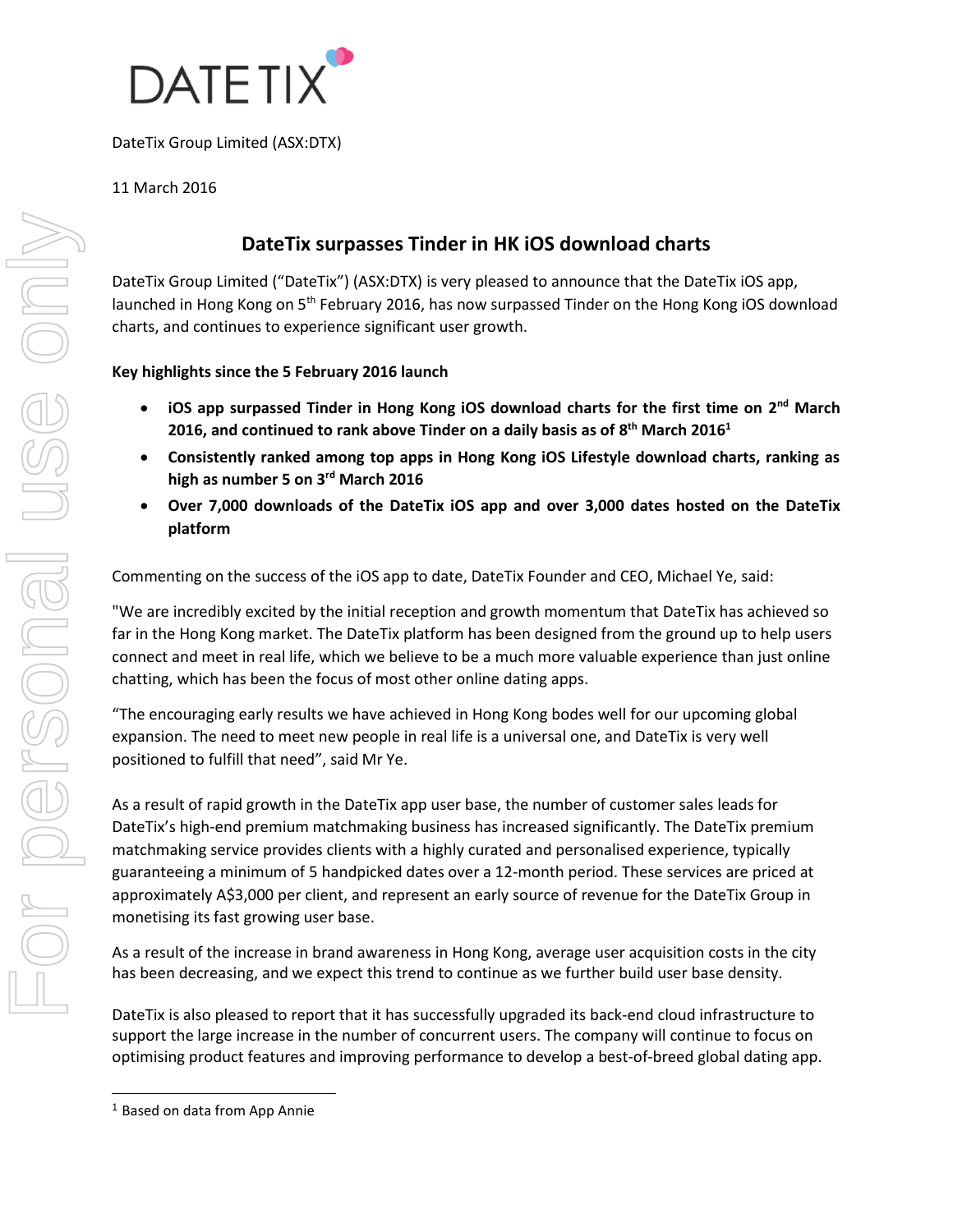DateTix Group Limited (ASX:DTX)

11 March 2016

# DateTix surpasses Tinder in HK iOS download charts

DateTix Group Limited ("DateTix") (ASX:DTX) is very pleased to announce that the DateTix iOS app, launched in Hong Kong on 5th February 2016, has now surpassed Tinder on the Hong Kong iOS download charts, and continues to experience significant user growth.

**Key highlights since the 5 February 2016 launch**

- **iOS app surpassed Tinder in Hong Kong iOS download charts for the first time on 2nd March 2016, and continued to rank above Tinder on a daily basis as of 8th March 2016[1]**
- **Consistently ranked among top apps in Hong Kong iOS Lifestyle download charts, ranking as high as number 5 on 3rd March 2016**
- **Over 7,000 downloads of the DateTix iOS app and over 3,000 dates hosted on the DateTix platform**

Commenting on the success of the iOS app to date, DateTix Founder and CEO, Michael Ye, said:

"We are incredibly excited by the initial reception and growth momentum that DateTix has achieved so far in the Hong Kong market. The DateTix platform has been designed from the ground up to help users connect and meet in real life, which we believe to be a much more valuable experience than just online chatting, which has been the focus of most other online dating apps.

"The encouraging early results we have achieved in Hong Kong bodes well for our upcoming global expansion. The need to meet new people in real life is a universal one, and DateTix is very well positioned to fulfill that need", said Mr Ye.

As a result of rapid growth in the DateTix app user base, the number of customer sales leads for DateTix's high-end premium matchmaking business has increased significantly. The DateTix premium matchmaking service provides clients with a highly curated and personalised experience, typically guaranteeing a minimum of 5 handpicked dates over a 12-month period. These services are priced at approximately A$3,000 per client, and represent an early source of revenue for the DateTix Group in monetising its fast growing user base.

As a result of the increase in brand awareness in Hong Kong, average user acquisition costs in the city has been decreasing, and we expect this trend to continue as we further build user base density.

DateTix is also pleased to report that it has successfully upgraded its back-end cloud infrastructure to support the large increase in the number of concurrent users. The company will continue to focus on optimising product features and improving performance to develop a best-of-breed global dating app.

---

[1] Based on data from App Annie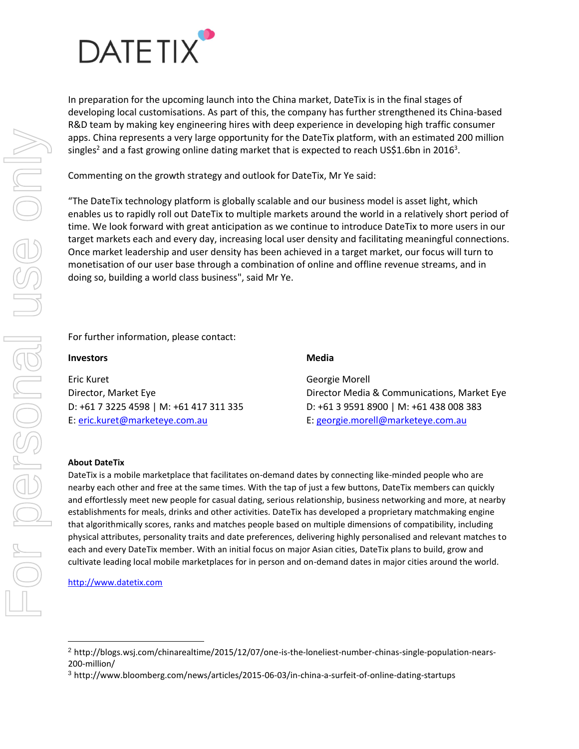In preparation for the upcoming launch into the China market, DateTix is in the final stages of developing local customisations. As part of this, the company has further strengthened its China-based R&D team by making key engineering hires with deep experience in developing high traffic consumer apps. China represents a very large opportunity for the DateTix platform, with an estimated 200 million singles[2] and a fast growing online dating market that is expected to reach US$1.6bn in 2016[3].

Commenting on the growth strategy and outlook for DateTix, Mr Ye said:

"The DateTix technology platform is globally scalable and our business model is asset light, which enables us to rapidly roll out DateTix to multiple markets around the world in a relatively short period of time. We look forward with great anticipation as we continue to introduce DateTix to more users in our target markets each and every day, increasing local user density and facilitating meaningful connections. Once market leadership and user density has been achieved in a target market, our focus will turn to monetisation of our user base through a combination of online and offline revenue streams, and in doing so, building a world class business", said Mr Ye.

For further information, please contact:

**Investors**

Eric Kuret
Director, Market Eye
D: +61 7 3225 4598 | M: +61 417 311 335
E: eric.kuret@marketeye.com.au

**Media**

Georgie Morell
Director Media & Communications, Market Eye
D: +61 3 9591 8900 | M: +61 438 008 383
E: georgie.morell@marketeye.com.au

**About DateTix**

DateTix is a mobile marketplace that facilitates on-demand dates by connecting like-minded people who are nearby each other and free at the same times. With the tap of just a few buttons, DateTix members can quickly and effortlessly meet new people for casual dating, serious relationship, business networking and more, at nearby establishments for meals, drinks and other activities. DateTix has developed a proprietary matchmaking engine that algorithmically scores, ranks and matches people based on multiple dimensions of compatibility, including physical attributes, personality traits and date preferences, delivering highly personalised and relevant matches to each and every DateTix member. With an initial focus on major Asian cities, DateTix plans to build, grow and cultivate leading local mobile marketplaces for in person and on-demand dates in major cities around the world.

http://www.datetix.com

---

[2] http://blogs.wsj.com/chinarealtime/2015/12/07/one-is-the-loneliest-number-chinas-single-population-nears-200-million/

[3] http://www.bloomberg.com/news/articles/2015-06-03/in-china-a-surfeit-of-online-dating-startups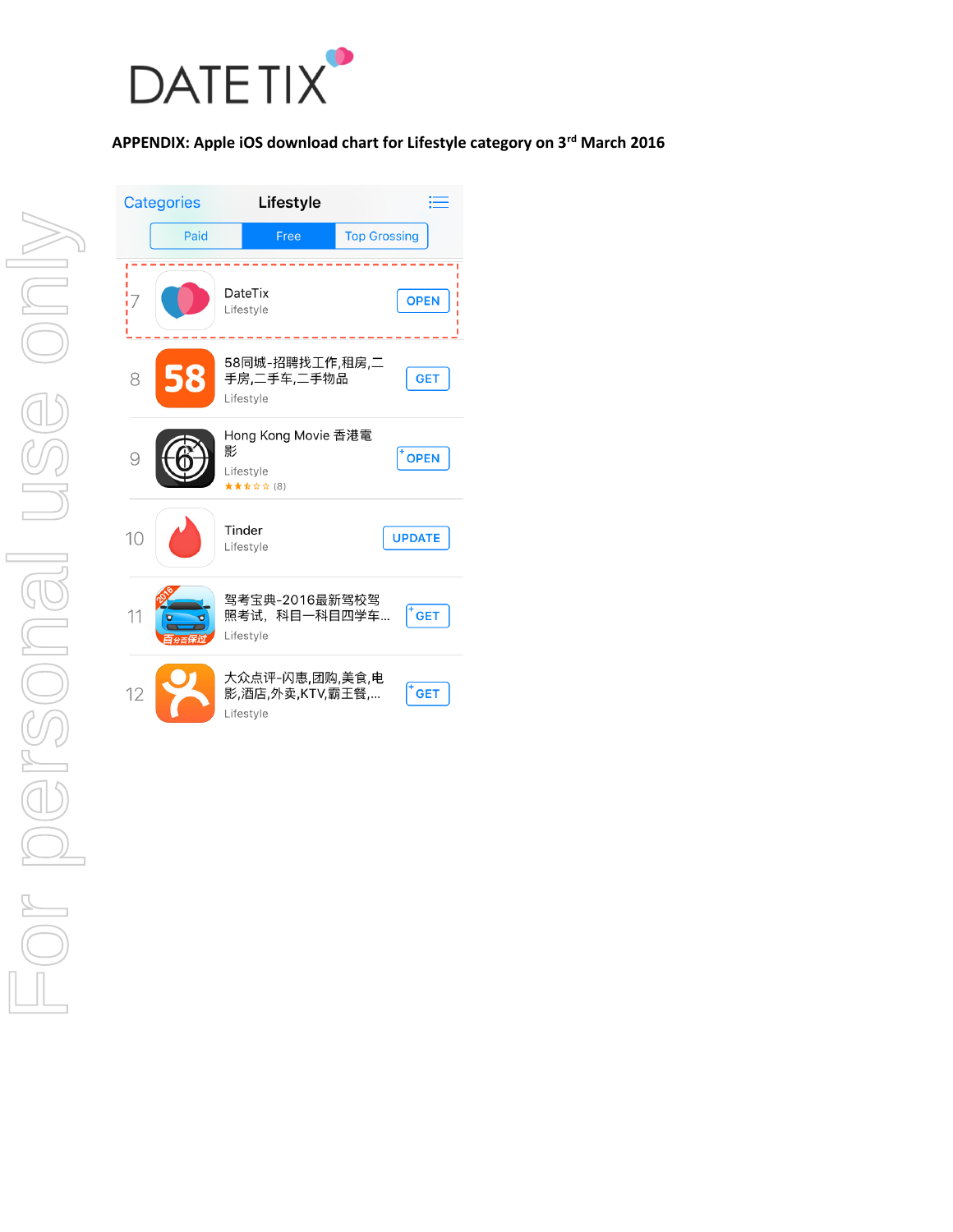DATE TIX

**APPENDIX: Apple iOS download chart for Lifestyle category on 3rd March 2016**

Categories Lifestyle

Paid Free Top Grossing

7 DateTix Lifestyle OPEN

8 58同城-招聘找工作,租房,二手房,二手车,二手物品 Lifestyle GET

9 Hong Kong Movie 香港電影 Lifestyle (8) OPEN

10 Tinder Lifestyle UPDATE

11 驾考宝典-2016最新驾校驾照考试，科目一科目四学车... Lifestyle GET

12 大众点评-闪惠,团购,美食,电影,酒店,外卖,KTV,霸王餐,... Lifestyle GET

For personal use only